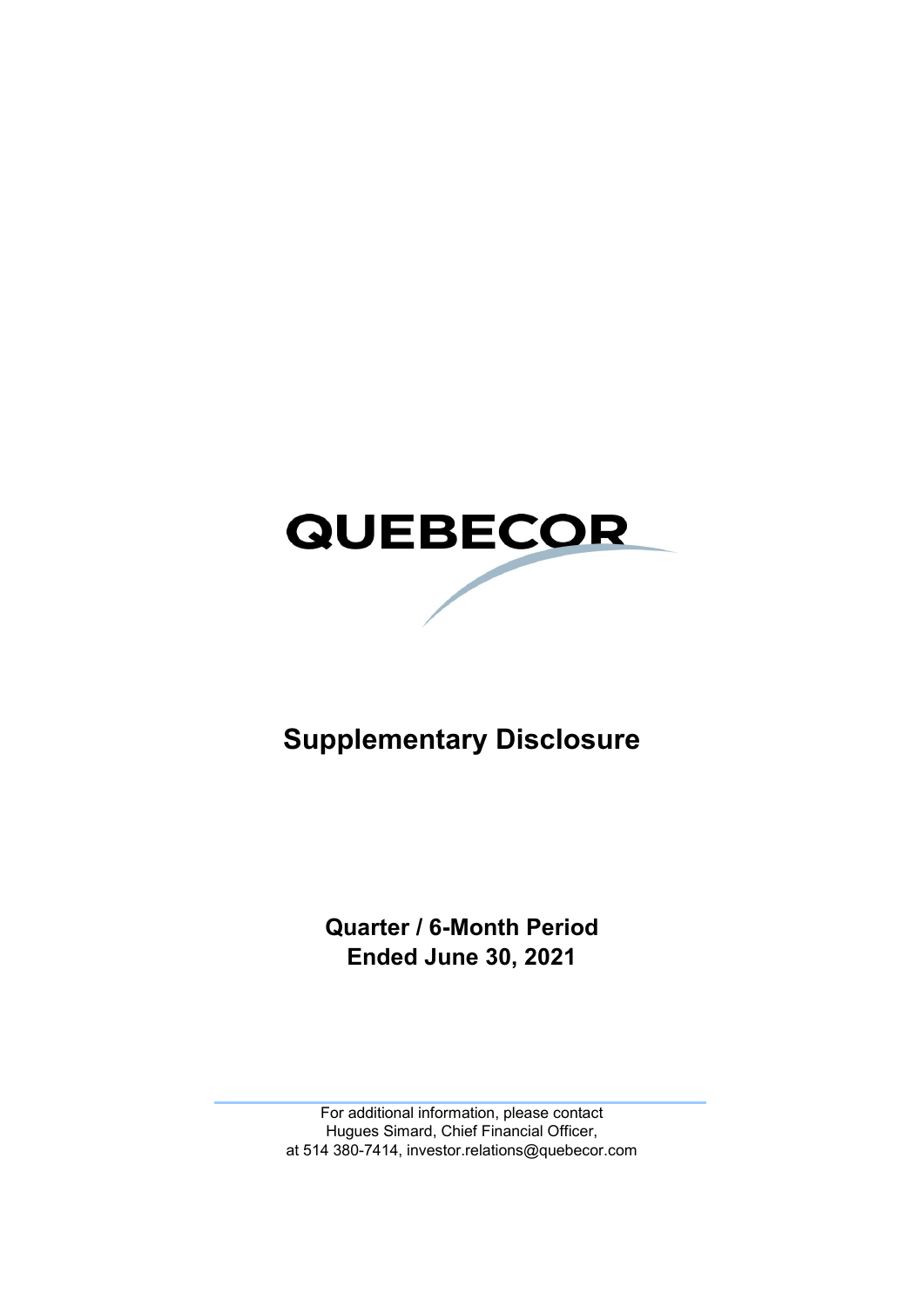QUEBECOR

# Supplementary Disclosure

**Quarter / 6-Month Period**
**Ended June 30, 2021**

For additional information, please contact
Hugues Simard, Chief Financial Officer,
at 514 380-7414, investor.relations@quebecor.com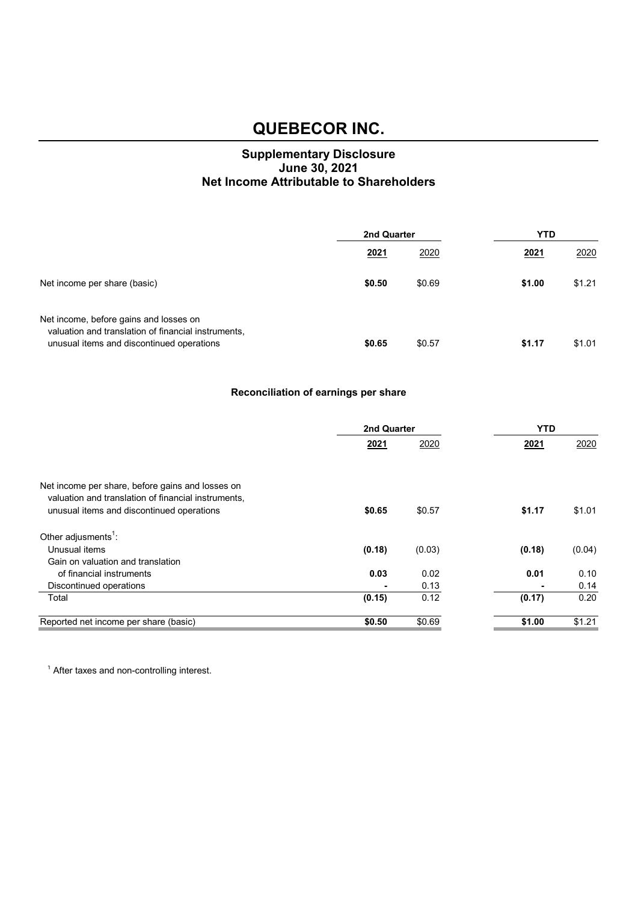# QUEBECOR INC.

## Supplementary Disclosure
## June 30, 2021
## Net Income Attributable to Shareholders

| | 2nd Quarter | | YTD | |
|---|---|---|---|---|
| | **2021** | 2020 | **2021** | 2020 |
| Net income per share (basic) | **$0.50** | $0.69 | **$1.00** | $1.21 |
| Net income, before gains and losses on valuation and translation of financial instruments, unusual items and discontinued operations | **$0.65** | $0.57 | **$1.17** | $1.01 |

### Reconciliation of earnings per share

| | 2nd Quarter | | YTD | |
|---|---|---|---|---|
| | **2021** | 2020 | **2021** | 2020 |
| Net income per share, before gains and losses on valuation and translation of financial instruments, unusual items and discontinued operations | **$0.65** | $0.57 | **$1.17** | $1.01 |
| Other adjusments[1]: | | | | |
| Unusual items | **(0.18)** | (0.03) | **(0.18)** | (0.04) |
| Gain on valuation and translation of financial instruments | **0.03** | 0.02 | **0.01** | 0.10 |
| Discontinued operations | **-** | 0.13 | **-** | 0.14 |
| Total | **(0.15)** | 0.12 | **(0.17)** | 0.20 |
| Reported net income per share (basic) | **$0.50** | $0.69 | **$1.00** | $1.21 |

[1] After taxes and non-controlling interest.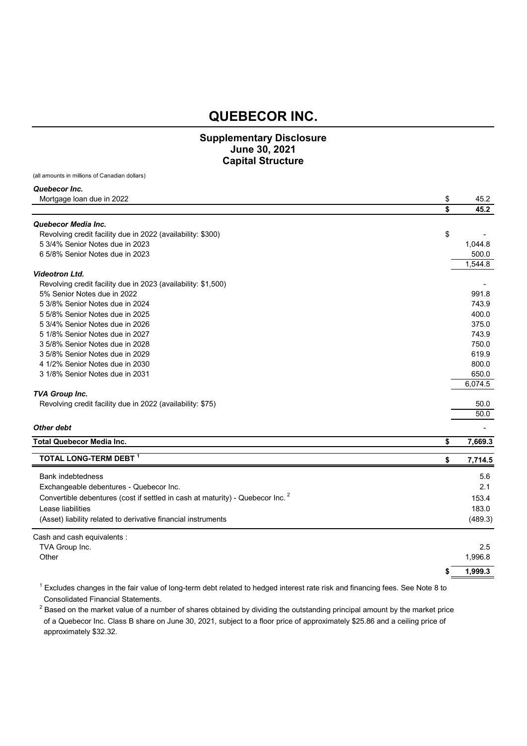# QUEBECOR INC.

## Supplementary Disclosure
## June 30, 2021
## Capital Structure

(all amounts in millions of Canadian dollars)

| | | |
|---|---|---|
| ***Quebecor Inc.*** | | |
| Mortgage loan due in 2022 | $ | 45.2 |
| | **$** | **45.2** |
| ***Quebecor Media Inc.*** | | |
| Revolving credit facility due in 2022 (availability: $300) | $ | - |
| 5 3/4% Senior Notes due in 2023 | | 1,044.8 |
| 6 5/8% Senior Notes due in 2023 | | 500.0 |
| | | 1,544.8 |
| ***Videotron Ltd.*** | | |
| Revolving credit facility due in 2023 (availability: $1,500) | | - |
| 5% Senior Notes due in 2022 | | 991.8 |
| 5 3/8% Senior Notes due in 2024 | | 743.9 |
| 5 5/8% Senior Notes due in 2025 | | 400.0 |
| 5 3/4% Senior Notes due in 2026 | | 375.0 |
| 5 1/8% Senior Notes due in 2027 | | 743.9 |
| 3 5/8% Senior Notes due in 2028 | | 750.0 |
| 3 5/8% Senior Notes due in 2029 | | 619.9 |
| 4 1/2% Senior Notes due in 2030 | | 800.0 |
| 3 1/8% Senior Notes due in 2031 | | 650.0 |
| | | 6,074.5 |
| ***TVA Group Inc.*** | | |
| Revolving credit facility due in 2022 (availability: $75) | | 50.0 |
| | | 50.0 |
| ***Other debt*** | | - |
| **Total Quebecor Media Inc.** | **$** | **7,669.3** |
| **TOTAL LONG-TERM DEBT [1]** | **$** | **7,714.5** |
| Bank indebtedness | | 5.6 |
| Exchangeable debentures - Quebecor Inc. | | 2.1 |
| Convertible debentures (cost if settled in cash at maturity) - Quebecor Inc. [2] | | 153.4 |
| Lease liabilities | | 183.0 |
| (Asset) liability related to derivative financial instruments | | (489.3) |
| Cash and cash equivalents : | | |
| TVA Group Inc. | | 2.5 |
| Other | | 1,996.8 |
| | **$** | **1,999.3** |

[1] Excludes changes in the fair value of long-term debt related to hedged interest rate risk and financing fees. See Note 8 to Consolidated Financial Statements.

[2] Based on the market value of a number of shares obtained by dividing the outstanding principal amount by the market price of a Quebecor Inc. Class B share on June 30, 2021, subject to a floor price of approximately $25.86 and a ceiling price of approximately $32.32.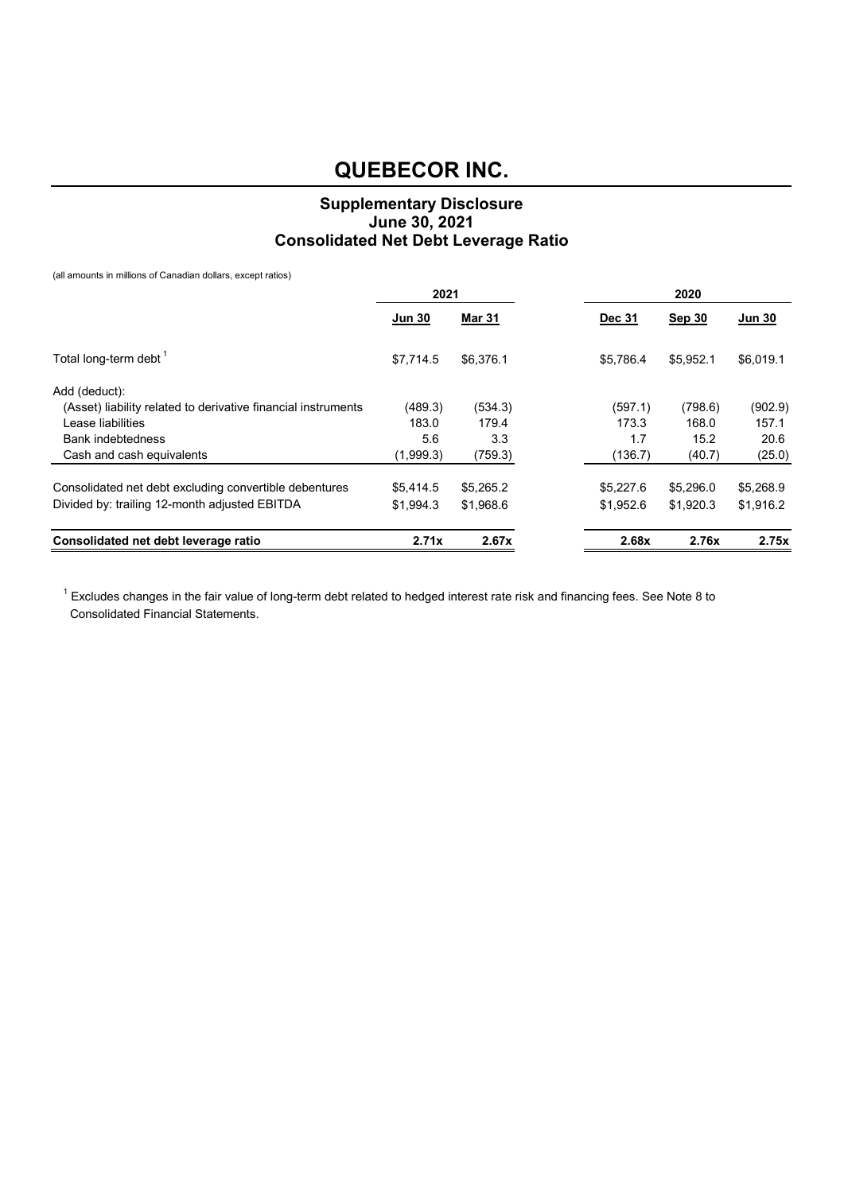# QUEBECOR INC.

## Supplementary Disclosure
## June 30, 2021
## Consolidated Net Debt Leverage Ratio

(all amounts in millions of Canadian dollars, except ratios)

| | 2021 | | 2020 | | |
|---|---|---|---|---|---|
| | **Jun 30** | **Mar 31** | **Dec 31** | **Sep 30** | **Jun 30** |
| Total long-term debt [1] | $7,714.5 | $6,376.1 | $5,786.4 | $5,952.1 | $6,019.1 |
| Add (deduct): | | | | | |
| (Asset) liability related to derivative financial instruments | (489.3) | (534.3) | (597.1) | (798.6) | (902.9) |
| Lease liabilities | 183.0 | 179.4 | 173.3 | 168.0 | 157.1 |
| Bank indebtedness | 5.6 | 3.3 | 1.7 | 15.2 | 20.6 |
| Cash and cash equivalents | (1,999.3) | (759.3) | (136.7) | (40.7) | (25.0) |
| Consolidated net debt excluding convertible debentures | $5,414.5 | $5,265.2 | $5,227.6 | $5,296.0 | $5,268.9 |
| Divided by: trailing 12-month adjusted EBITDA | $1,994.3 | $1,968.6 | $1,952.6 | $1,920.3 | $1,916.2 |
| **Consolidated net debt leverage ratio** | **2.71x** | **2.67x** | **2.68x** | **2.76x** | **2.75x** |

[1] Excludes changes in the fair value of long-term debt related to hedged interest rate risk and financing fees. See Note 8 to Consolidated Financial Statements.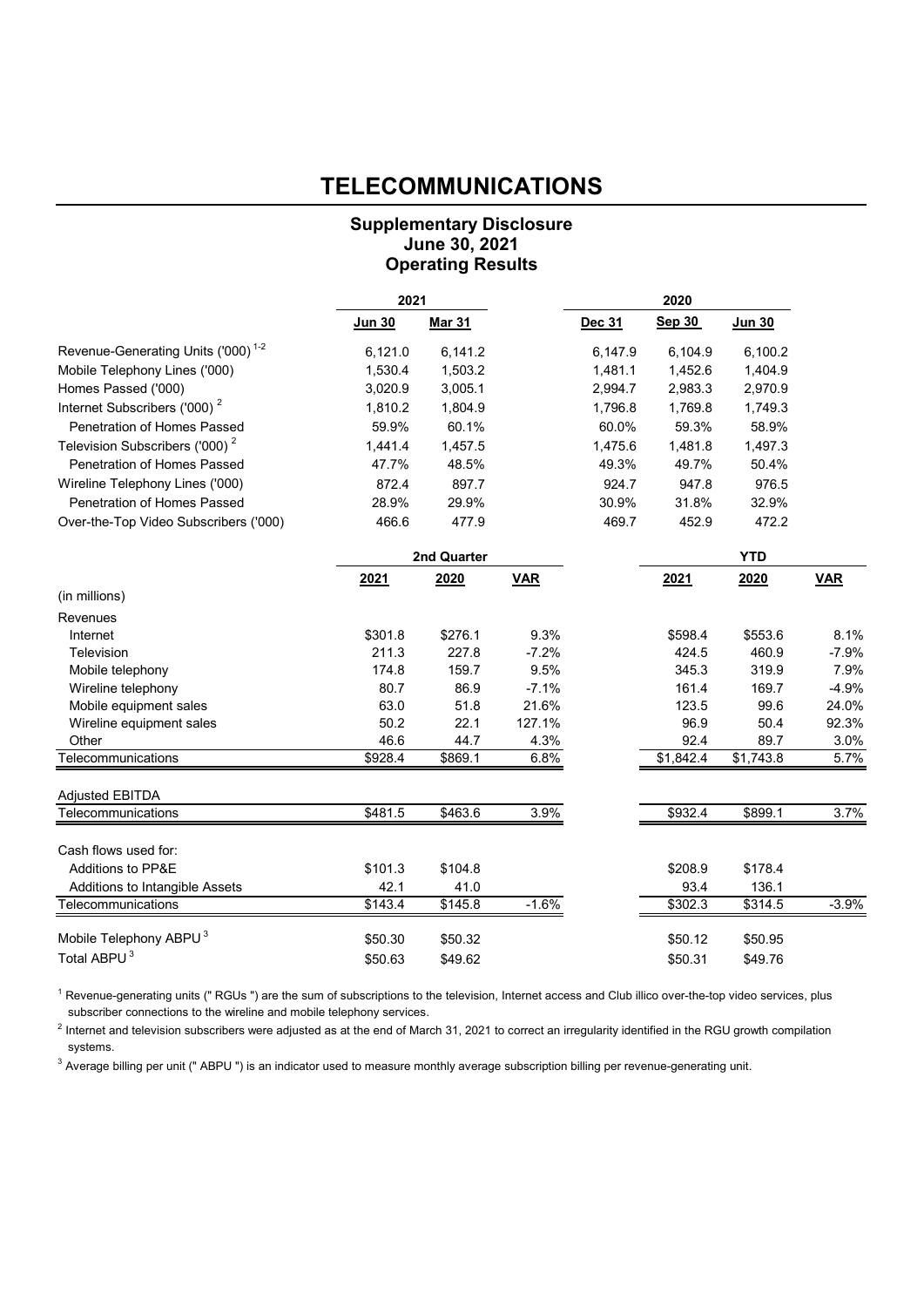# TELECOMMUNICATIONS

### Supplementary Disclosure
### June 30, 2021
### Operating Results

| | 2021 | | | 2020 | | |
|---|---|---|---|---|---|---|
| | **Jun 30** | **Mar 31** | | **Dec 31** | **Sep 30** | **Jun 30** |
| Revenue-Generating Units ('000) [1-2] | 6,121.0 | 6,141.2 | | 6,147.9 | 6,104.9 | 6,100.2 |
| Mobile Telephony Lines ('000) | 1,530.4 | 1,503.2 | | 1,481.1 | 1,452.6 | 1,404.9 |
| Homes Passed ('000) | 3,020.9 | 3,005.1 | | 2,994.7 | 2,983.3 | 2,970.9 |
| Internet Subscribers ('000) [2] | 1,810.2 | 1,804.9 | | 1,796.8 | 1,769.8 | 1,749.3 |
| Penetration of Homes Passed | 59.9% | 60.1% | | 60.0% | 59.3% | 58.9% |
| Television Subscribers ('000) [2] | 1,441.4 | 1,457.5 | | 1,475.6 | 1,481.8 | 1,497.3 |
| Penetration of Homes Passed | 47.7% | 48.5% | | 49.3% | 49.7% | 50.4% |
| Wireline Telephony Lines ('000) | 872.4 | 897.7 | | 924.7 | 947.8 | 976.5 |
| Penetration of Homes Passed | 28.9% | 29.9% | | 30.9% | 31.8% | 32.9% |
| Over-the-Top Video Subscribers ('000) | 466.6 | 477.9 | | 469.7 | 452.9 | 472.2 |

| | 2nd Quarter | | | | YTD | | |
|---|---|---|---|---|---|---|---|
| | **2021** | **2020** | **VAR** | | **2021** | **2020** | **VAR** |
| (in millions) | | | | | | | |
| Revenues | | | | | | | |
| Internet | $301.8 | $276.1 | 9.3% | | $598.4 | $553.6 | 8.1% |
| Television | 211.3 | 227.8 | -7.2% | | 424.5 | 460.9 | -7.9% |
| Mobile telephony | 174.8 | 159.7 | 9.5% | | 345.3 | 319.9 | 7.9% |
| Wireline telephony | 80.7 | 86.9 | -7.1% | | 161.4 | 169.7 | -4.9% |
| Mobile equipment sales | 63.0 | 51.8 | 21.6% | | 123.5 | 99.6 | 24.0% |
| Wireline equipment sales | 50.2 | 22.1 | 127.1% | | 96.9 | 50.4 | 92.3% |
| Other | 46.6 | 44.7 | 4.3% | | 92.4 | 89.7 | 3.0% |
| Telecommunications | $928.4 | $869.1 | 6.8% | | $1,842.4 | $1,743.8 | 5.7% |
| | | | | | | | |
| Adjusted EBITDA | | | | | | | |
| Telecommunications | $481.5 | $463.6 | 3.9% | | $932.4 | $899.1 | 3.7% |
| | | | | | | | |
| Cash flows used for: | | | | | | | |
| Additions to PP&E | $101.3 | $104.8 | | | $208.9 | $178.4 | |
| Additions to Intangible Assets | 42.1 | 41.0 | | | 93.4 | 136.1 | |
| Telecommunications | $143.4 | $145.8 | -1.6% | | $302.3 | $314.5 | -3.9% |
| | | | | | | | |
| Mobile Telephony ABPU [3] | $50.30 | $50.32 | | | $50.12 | $50.95 | |
| Total ABPU [3] | $50.63 | $49.62 | | | $50.31 | $49.76 | |

[1] Revenue-generating units (" RGUs ") are the sum of subscriptions to the television, Internet access and Club illico over-the-top video services, plus subscriber connections to the wireline and mobile telephony services.

[2] Internet and television subscribers were adjusted as at the end of March 31, 2021 to correct an irregularity identified in the RGU growth compilation systems.

[3] Average billing per unit (" ABPU ") is an indicator used to measure monthly average subscription billing per revenue-generating unit.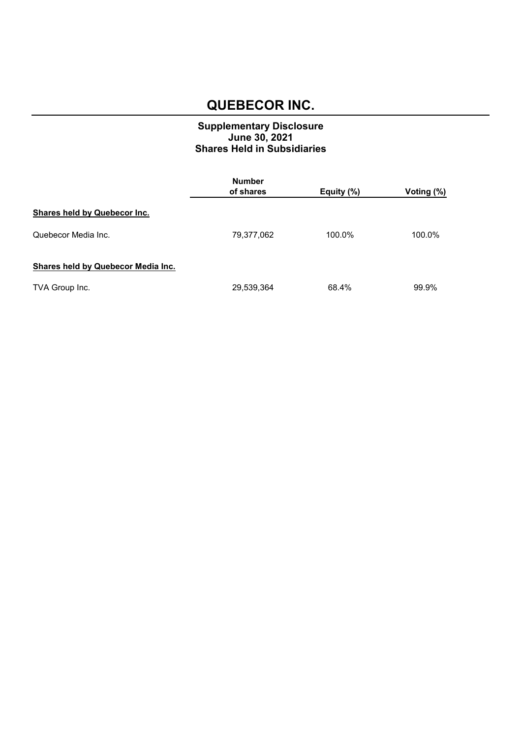# QUEBECOR INC.

## Supplementary Disclosure
## June 30, 2021
## Shares Held in Subsidiaries

| | Number of shares | Equity (%) | Voting (%) |
|---|---|---|---|
| **Shares held by Quebecor Inc.** | | | |
| Quebecor Media Inc. | 79,377,062 | 100.0% | 100.0% |
| **Shares held by Quebecor Media Inc.** | | | |
| TVA Group Inc. | 29,539,364 | 68.4% | 99.9% |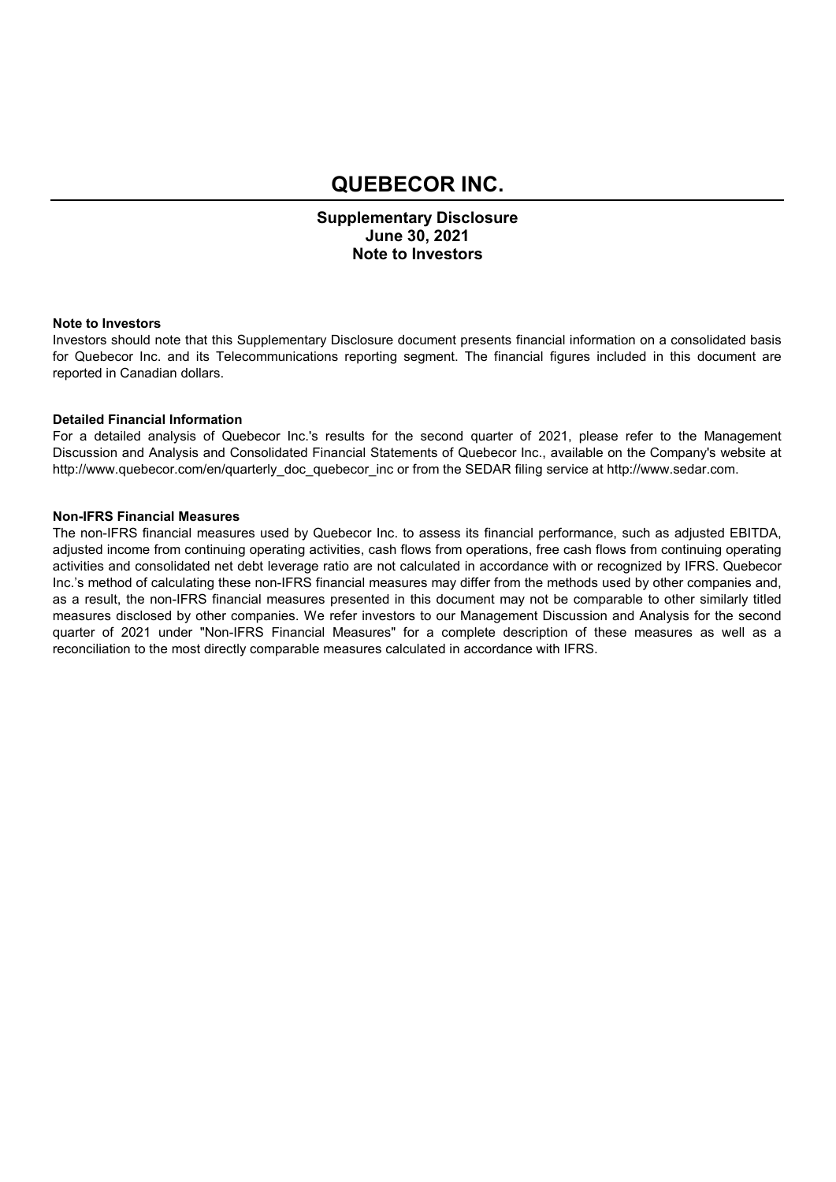# QUEBECOR INC.

## Supplementary Disclosure
## June 30, 2021
## Note to Investors

**Note to Investors**

Investors should note that this Supplementary Disclosure document presents financial information on a consolidated basis for Quebecor Inc. and its Telecommunications reporting segment. The financial figures included in this document are reported in Canadian dollars.

**Detailed Financial Information**

For a detailed analysis of Quebecor Inc.'s results for the second quarter of 2021, please refer to the Management Discussion and Analysis and Consolidated Financial Statements of Quebecor Inc., available on the Company's website at http://www.quebecor.com/en/quarterly_doc_quebecor_inc or from the SEDAR filing service at http://www.sedar.com.

**Non-IFRS Financial Measures**

The non-IFRS financial measures used by Quebecor Inc. to assess its financial performance, such as adjusted EBITDA, adjusted income from continuing operating activities, cash flows from operations, free cash flows from continuing operating activities and consolidated net debt leverage ratio are not calculated in accordance with or recognized by IFRS. Quebecor Inc.'s method of calculating these non-IFRS financial measures may differ from the methods used by other companies and, as a result, the non-IFRS financial measures presented in this document may not be comparable to other similarly titled measures disclosed by other companies. We refer investors to our Management Discussion and Analysis for the second quarter of 2021 under "Non-IFRS Financial Measures" for a complete description of these measures as well as a reconciliation to the most directly comparable measures calculated in accordance with IFRS.